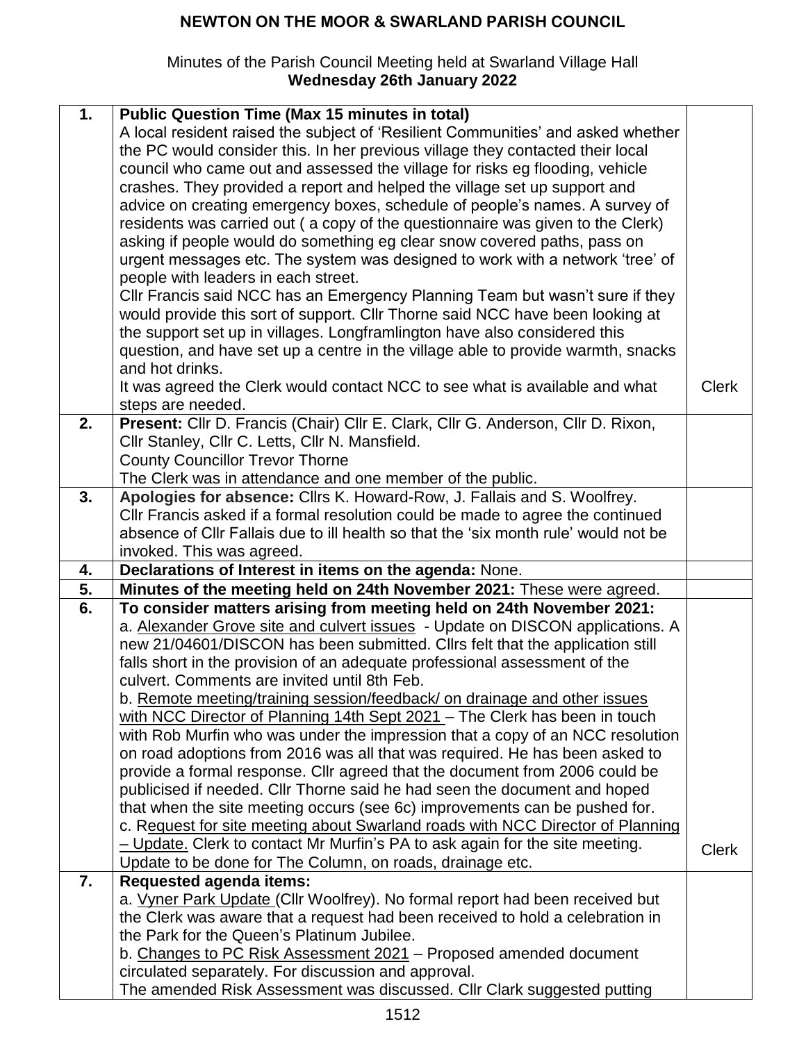# NEWTON ON THE MOOR & SWARLAND PARISH COUNCIL

Minutes of the Parish Council Meeting held at Swarland Village Hall
**Wednesday 26th January 2022**

| | | |
|---|---|---|
| **1.** | **Public Question Time (Max 15 minutes in total)**<br>A local resident raised the subject of 'Resilient Communities' and asked whether the PC would consider this. In her previous village they contacted their local council who came out and assessed the village for risks eg flooding, vehicle crashes. They provided a report and helped the village set up support and advice on creating emergency boxes, schedule of people's names. A survey of residents was carried out ( a copy of the questionnaire was given to the Clerk) asking if people would do something eg clear snow covered paths, pass on urgent messages etc. The system was designed to work with a network 'tree' of people with leaders in each street.<br>Cllr Francis said NCC has an Emergency Planning Team but wasn't sure if they would provide this sort of support. Cllr Thorne said NCC have been looking at the support set up in villages. Longframlington have also considered this question, and have set up a centre in the village able to provide warmth, snacks and hot drinks.<br>It was agreed the Clerk would contact NCC to see what is available and what steps are needed. | Clerk |
| **2.** | **Present:** Cllr D. Francis (Chair) Cllr E. Clark, Cllr G. Anderson, Cllr D. Rixon, Cllr Stanley, Cllr C. Letts, Cllr N. Mansfield.<br>County Councillor Trevor Thorne<br>The Clerk was in attendance and one member of the public. | |
| **3.** | **Apologies for absence:** Cllrs K. Howard-Row, J. Fallais and S. Woolfrey.<br>Cllr Francis asked if a formal resolution could be made to agree the continued absence of Cllr Fallais due to ill health so that the 'six month rule' would not be invoked. This was agreed. | |
| **4.** | **Declarations of Interest in items on the agenda:** None. | |
| **5.** | **Minutes of the meeting held on 24th November 2021:** These were agreed. | |
| **6.** | **To consider matters arising from meeting held on 24th November 2021:**<br>a. <u>Alexander Grove site and culvert issues</u> - Update on DISCON applications. A new 21/04601/DISCON has been submitted. Cllrs felt that the application still falls short in the provision of an adequate professional assessment of the culvert. Comments are invited until 8th Feb.<br>b. <u>Remote meeting/training session/feedback/ on drainage and other issues with NCC Director of Planning 14th Sept 2021</u> – The Clerk has been in touch with Rob Murfin who was under the impression that a copy of an NCC resolution on road adoptions from 2016 was all that was required. He has been asked to provide a formal response. Cllr agreed that the document from 2006 could be publicised if needed. Cllr Thorne said he had seen the document and hoped that when the site meeting occurs (see 6c) improvements can be pushed for.<br>c. R<u>equest for site meeting about Swarland roads with NCC Director of Planning – Update.</u> Clerk to contact Mr Murfin's PA to ask again for the site meeting. Update to be done for The Column, on roads, drainage etc. | Clerk |
| **7.** | **Requested agenda items:**<br>a. <u>Vyner Park Update</u> (Cllr Woolfrey). No formal report had been received but the Clerk was aware that a request had been received to hold a celebration in the Park for the Queen's Platinum Jubilee.<br>b. <u>Changes to PC Risk Assessment 2021</u> – Proposed amended document circulated separately. For discussion and approval.<br>The amended Risk Assessment was discussed. Cllr Clark suggested putting | |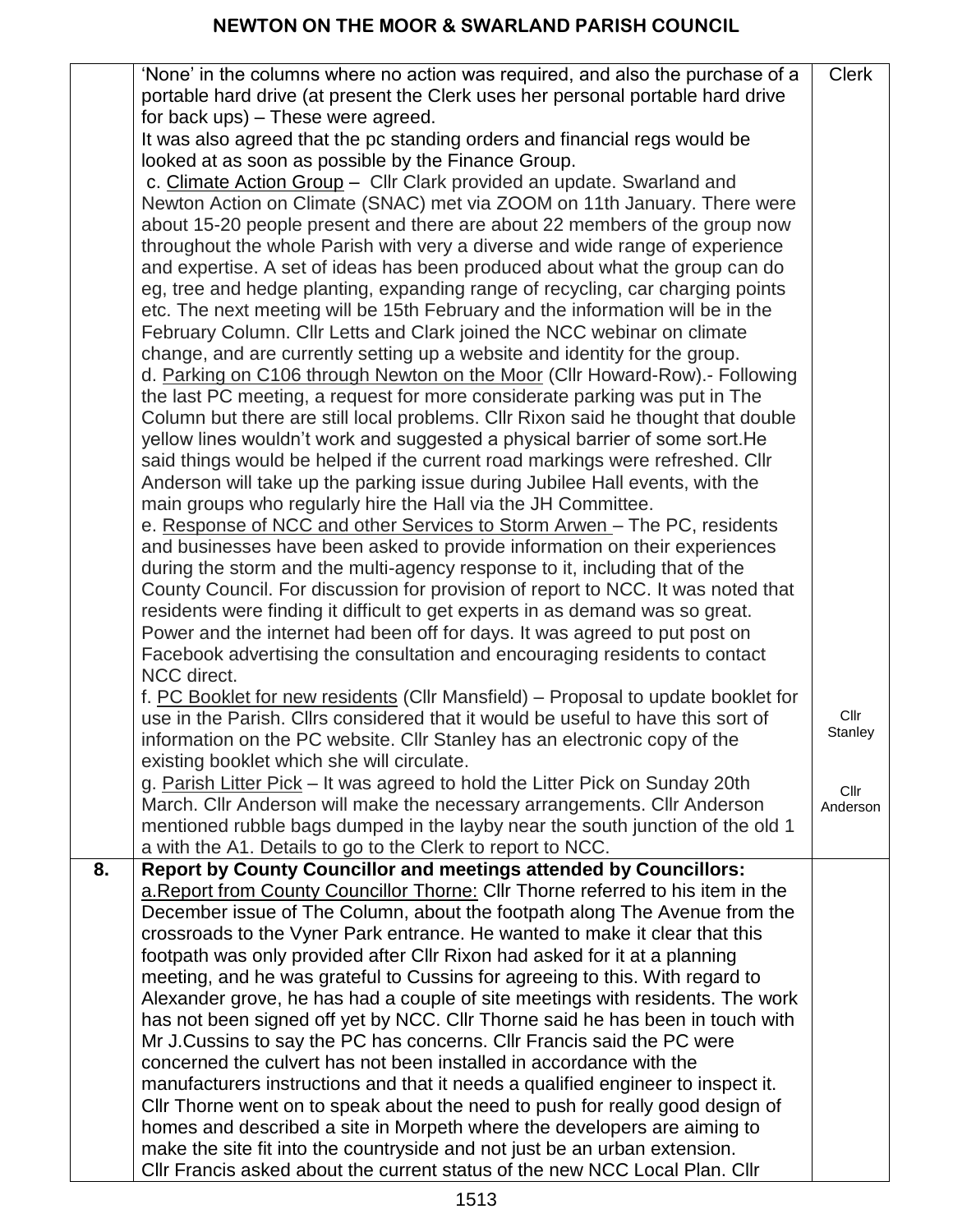| | | |
|---|---|---|
| | 'None' in the columns where no action was required, and also the purchase of a portable hard drive (at present the Clerk uses her personal portable hard drive for back ups) – These were agreed.<br>It was also agreed that the pc standing orders and financial regs would be looked at as soon as possible by the Finance Group.<br>c. Climate Action Group – Cllr Clark provided an update. Swarland and Newton Action on Climate (SNAC) met via ZOOM on 11th January. There were about 15-20 people present and there are about 22 members of the group now throughout the whole Parish with very a diverse and wide range of experience and expertise. A set of ideas has been produced about what the group can do eg, tree and hedge planting, expanding range of recycling, car charging points etc. The next meeting will be 15th February and the information will be in the February Column. Cllr Letts and Clark joined the NCC webinar on climate change, and are currently setting up a website and identity for the group.<br>d. Parking on C106 through Newton on the Moor (Cllr Howard-Row).- Following the last PC meeting, a request for more considerate parking was put in The Column but there are still local problems. Cllr Rixon said he thought that double yellow lines wouldn't work and suggested a physical barrier of some sort.He said things would be helped if the current road markings were refreshed. Cllr Anderson will take up the parking issue during Jubilee Hall events, with the main groups who regularly hire the Hall via the JH Committee.<br>e. Response of NCC and other Services to Storm Arwen – The PC, residents and businesses have been asked to provide information on their experiences during the storm and the multi-agency response to it, including that of the County Council. For discussion for provision of report to NCC. It was noted that residents were finding it difficult to get experts in as demand was so great. Power and the internet had been off for days. It was agreed to put post on Facebook advertising the consultation and encouraging residents to contact NCC direct.<br>f. PC Booklet for new residents (Cllr Mansfield) – Proposal to update booklet for use in the Parish. Cllrs considered that it would be useful to have this sort of information on the PC website. Cllr Stanley has an electronic copy of the existing booklet which she will circulate.<br>g. Parish Litter Pick – It was agreed to hold the Litter Pick on Sunday 20th March. Cllr Anderson will make the necessary arrangements. Cllr Anderson mentioned rubble bags dumped in the layby near the south junction of the old 1 a with the A1. Details to go to the Clerk to report to NCC. | Clerk<br><br><br><br><br><br><br><br><br><br><br><br><br><br><br><br><br><br><br><br><br><br><br><br><br><br><br>Cllr Stanley<br><br><br>Cllr Anderson |
| **8.** | **Report by County Councillor and meetings attended by Councillors:**<br>a.Report from County Councillor Thorne: Cllr Thorne referred to his item in the December issue of The Column, about the footpath along The Avenue from the crossroads to the Vyner Park entrance. He wanted to make it clear that this footpath was only provided after Cllr Rixon had asked for it at a planning meeting, and he was grateful to Cussins for agreeing to this. With regard to Alexander grove, he has had a couple of site meetings with residents. The work has not been signed off yet by NCC. Cllr Thorne said he has been in touch with Mr J.Cussins to say the PC has concerns. Cllr Francis said the PC were concerned the culvert has not been installed in accordance with the manufacturers instructions and that it needs a qualified engineer to inspect it. Cllr Thorne went on to speak about the need to push for really good design of homes and described a site in Morpeth where the developers are aiming to make the site fit into the countryside and not just be an urban extension.<br>Cllr Francis asked about the current status of the new NCC Local Plan. Cllr | |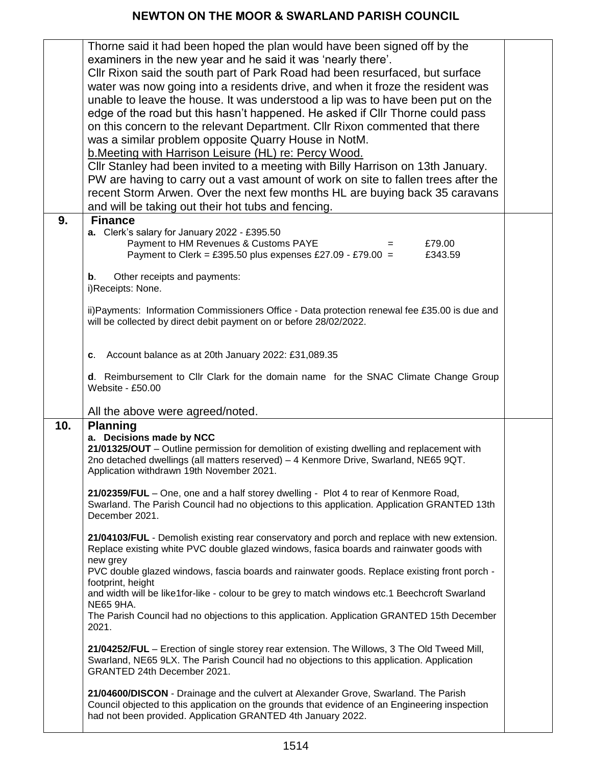Thorne said it had been hoped the plan would have been signed off by the examiners in the new year and he said it was 'nearly there'.

Cllr Rixon said the south part of Park Road had been resurfaced, but surface water was now going into a residents drive, and when it froze the resident was unable to leave the house. It was understood a lip was to have been put on the edge of the road but this hasn't happened. He asked if Cllr Thorne could pass on this concern to the relevant Department. Cllr Rixon commented that there was a similar problem opposite Quarry House in NotM.

b.Meeting with Harrison Leisure (HL) re: Percy Wood.

Cllr Stanley had been invited to a meeting with Billy Harrison on 13th January. PW are having to carry out a vast amount of work on site to fallen trees after the recent Storm Arwen. Over the next few months HL are buying back 35 caravans and will be taking out their hot tubs and fencing.

## 9. Finance

**a.** Clerk's salary for January 2022 - £395.50

Payment to HM Revenues & Customs PAYE = £79.00

Payment to Clerk = £395.50 plus expenses £27.09 - £79.00 = £343.59

**b**. Other receipts and payments:

i)Receipts: None.

ii)Payments: Information Commissioners Office - Data protection renewal fee £35.00 is due and will be collected by direct debit payment on or before 28/02/2022.

**c**. Account balance as at 20th January 2022: £31,089.35

**d**. Reimbursement to Cllr Clark for the domain name for the SNAC Climate Change Group Website - £50.00

All the above were agreed/noted.

## 10. Planning

**a. Decisions made by NCC**

**21/01325/OUT** – Outline permission for demolition of existing dwelling and replacement with 2no detached dwellings (all matters reserved) – 4 Kenmore Drive, Swarland, NE65 9QT. Application withdrawn 19th November 2021.

**21/02359/FUL** – One, one and a half storey dwelling - Plot 4 to rear of Kenmore Road, Swarland. The Parish Council had no objections to this application. Application GRANTED 13th December 2021.

**21/04103/FUL** - Demolish existing rear conservatory and porch and replace with new extension. Replace existing white PVC double glazed windows, fasica boards and rainwater goods with new grey PVC double glazed windows, fascia boards and rainwater goods. Replace existing front porch - footprint, height and width will be like1for-like - colour to be grey to match windows etc.1 Beechcroft Swarland NE65 9HA.

The Parish Council had no objections to this application. Application GRANTED 15th December 2021.

**21/04252/FUL** – Erection of single storey rear extension. The Willows, 3 The Old Tweed Mill, Swarland, NE65 9LX. The Parish Council had no objections to this application. Application GRANTED 24th December 2021.

**21/04600/DISCON** - Drainage and the culvert at Alexander Grove, Swarland. The Parish Council objected to this application on the grounds that evidence of an Engineering inspection had not been provided. Application GRANTED 4th January 2022.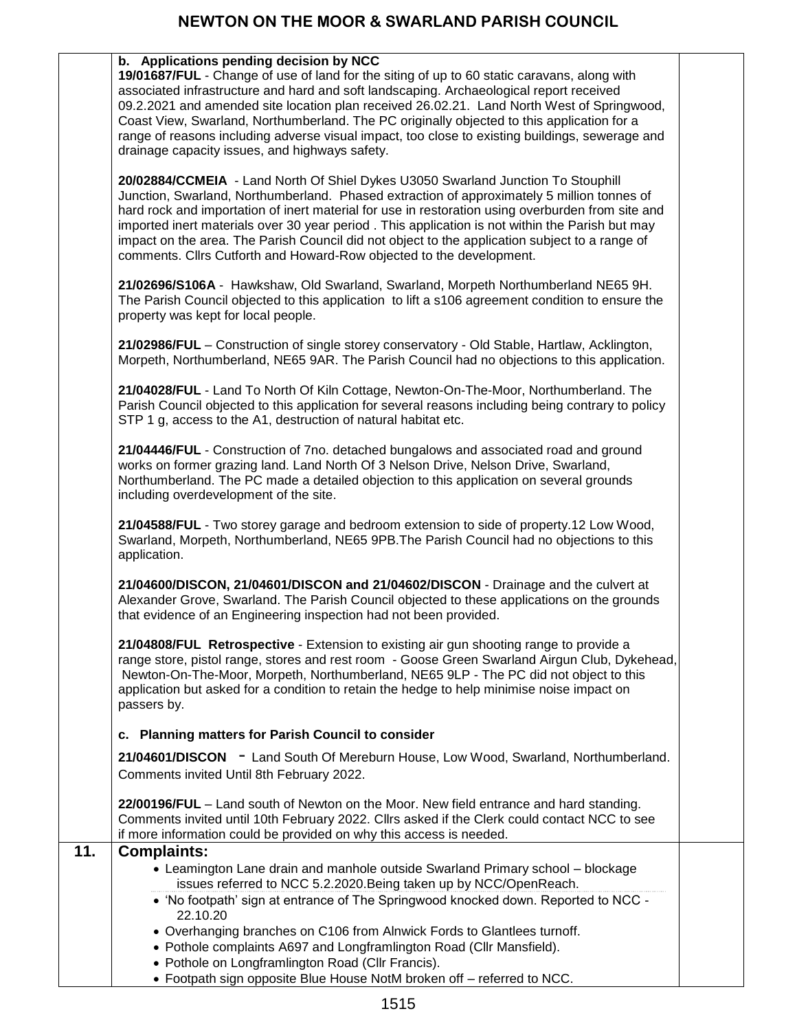**b. Applications pending decision by NCC**

**19/01687/FUL** - Change of use of land for the siting of up to 60 static caravans, along with associated infrastructure and hard and soft landscaping. Archaeological report received 09.2.2021 and amended site location plan received 26.02.21. Land North West of Springwood, Coast View, Swarland, Northumberland. The PC originally objected to this application for a range of reasons including adverse visual impact, too close to existing buildings, sewerage and drainage capacity issues, and highways safety.

**20/02884/CCMEIA** - Land North Of Shiel Dykes U3050 Swarland Junction To Stouphill Junction, Swarland, Northumberland. Phased extraction of approximately 5 million tonnes of hard rock and importation of inert material for use in restoration using overburden from site and imported inert materials over 30 year period . This application is not within the Parish but may impact on the area. The Parish Council did not object to the application subject to a range of comments. Cllrs Cutforth and Howard-Row objected to the development.

**21/02696/S106A** - Hawkshaw, Old Swarland, Swarland, Morpeth Northumberland NE65 9H. The Parish Council objected to this application to lift a s106 agreement condition to ensure the property was kept for local people.

**21/02986/FUL** – Construction of single storey conservatory - Old Stable, Hartlaw, Acklington, Morpeth, Northumberland, NE65 9AR. The Parish Council had no objections to this application.

**21/04028/FUL** - Land To North Of Kiln Cottage, Newton-On-The-Moor, Northumberland. The Parish Council objected to this application for several reasons including being contrary to policy STP 1 g, access to the A1, destruction of natural habitat etc.

**21/04446/FUL** - Construction of 7no. detached bungalows and associated road and ground works on former grazing land. Land North Of 3 Nelson Drive, Nelson Drive, Swarland, Northumberland. The PC made a detailed objection to this application on several grounds including overdevelopment of the site.

**21/04588/FUL** - Two storey garage and bedroom extension to side of property.12 Low Wood, Swarland, Morpeth, Northumberland, NE65 9PB.The Parish Council had no objections to this application.

**21/04600/DISCON, 21/04601/DISCON and 21/04602/DISCON** - Drainage and the culvert at Alexander Grove, Swarland. The Parish Council objected to these applications on the grounds that evidence of an Engineering inspection had not been provided.

**21/04808/FUL Retrospective** - Extension to existing air gun shooting range to provide a range store, pistol range, stores and rest room - Goose Green Swarland Airgun Club, Dykehead, Newton-On-The-Moor, Morpeth, Northumberland, NE65 9LP - The PC did not object to this application but asked for a condition to retain the hedge to help minimise noise impact on passers by.

**c. Planning matters for Parish Council to consider**

**21/04601/DISCON** - Land South Of Mereburn House, Low Wood, Swarland, Northumberland. Comments invited Until 8th February 2022.

**22/00196/FUL** – Land south of Newton on the Moor. New field entrance and hard standing. Comments invited until 10th February 2022. Cllrs asked if the Clerk could contact NCC to see if more information could be provided on why this access is needed.

## 11. Complaints:

- Leamington Lane drain and manhole outside Swarland Primary school – blockage issues referred to NCC 5.2.2020.Being taken up by NCC/OpenReach.
- 'No footpath' sign at entrance of The Springwood knocked down. Reported to NCC - 22.10.20
- Overhanging branches on C106 from Alnwick Fords to Glantlees turnoff.
- Pothole complaints A697 and Longframlington Road (Cllr Mansfield).
- Pothole on Longframlington Road (Cllr Francis).
- Footpath sign opposite Blue House NotM broken off – referred to NCC.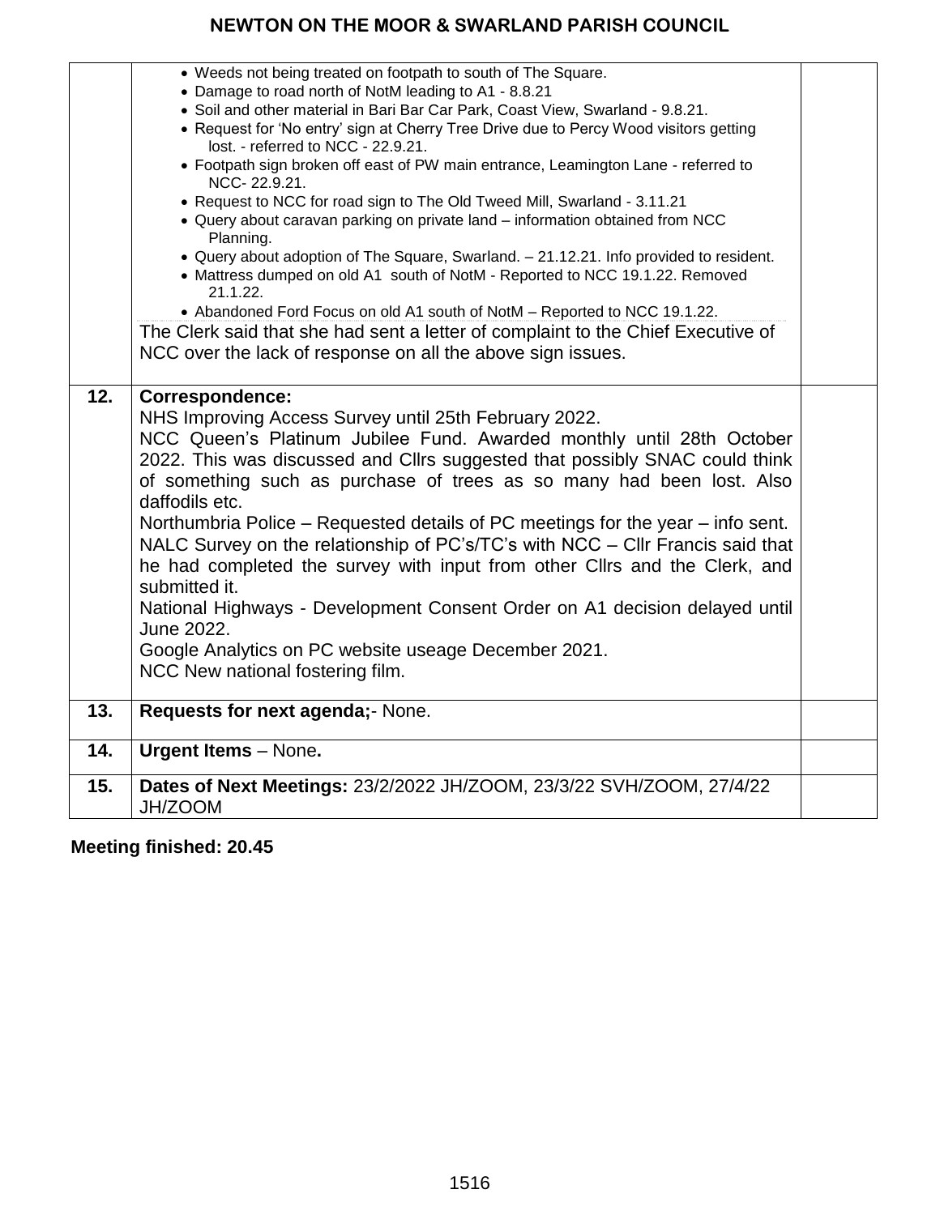| | | |
|---|---|---|
| | • Weeds not being treated on footpath to south of The Square.<br>• Damage to road north of NotM leading to A1 - 8.8.21<br>• Soil and other material in Bari Bar Car Park, Coast View, Swarland - 9.8.21.<br>• Request for 'No entry' sign at Cherry Tree Drive due to Percy Wood visitors getting lost. - referred to NCC - 22.9.21.<br>• Footpath sign broken off east of PW main entrance, Leamington Lane - referred to NCC- 22.9.21.<br>• Request to NCC for road sign to The Old Tweed Mill, Swarland - 3.11.21<br>• Query about caravan parking on private land – information obtained from NCC Planning.<br>• Query about adoption of The Square, Swarland. – 21.12.21. Info provided to resident.<br>• Mattress dumped on old A1 south of NotM - Reported to NCC 19.1.22. Removed 21.1.22.<br>• Abandoned Ford Focus on old A1 south of NotM – Reported to NCC 19.1.22.<br>The Clerk said that she had sent a letter of complaint to the Chief Executive of NCC over the lack of response on all the above sign issues. | |
| **12.** | **Correspondence:**<br>NHS Improving Access Survey until 25th February 2022.<br>NCC Queen's Platinum Jubilee Fund. Awarded monthly until 28th October 2022. This was discussed and Cllrs suggested that possibly SNAC could think of something such as purchase of trees as so many had been lost. Also daffodils etc.<br>Northumbria Police – Requested details of PC meetings for the year – info sent.<br>NALC Survey on the relationship of PC's/TC's with NCC – Cllr Francis said that he had completed the survey with input from other Cllrs and the Clerk, and submitted it.<br>National Highways - Development Consent Order on A1 decision delayed until June 2022.<br>Google Analytics on PC website useage December 2021.<br>NCC New national fostering film. | |
| **13.** | **Requests for next agenda;**- None. | |
| **14.** | **Urgent Items** – None**.** | |
| **15.** | **Dates of Next Meetings:** 23/2/2022 JH/ZOOM, 23/3/22 SVH/ZOOM, 27/4/22 JH/ZOOM | |

**Meeting finished: 20.45**